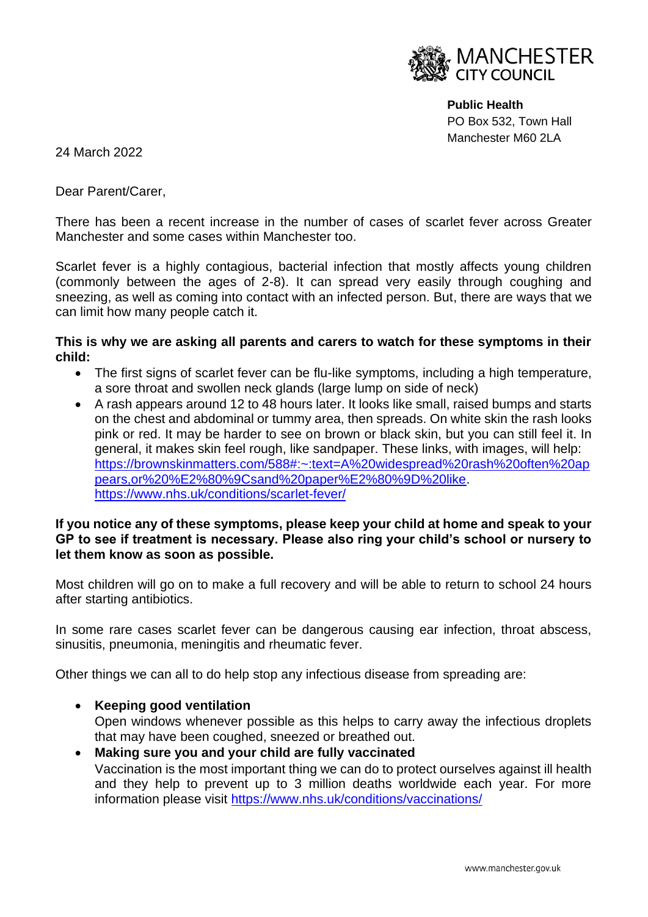MANCHESTER CITY COUNCIL

**Public Health**
PO Box 532, Town Hall
Manchester M60 2LA

24 March 2022

Dear Parent/Carer,

There has been a recent increase in the number of cases of scarlet fever across Greater Manchester and some cases within Manchester too.

Scarlet fever is a highly contagious, bacterial infection that mostly affects young children (commonly between the ages of 2-8). It can spread very easily through coughing and sneezing, as well as coming into contact with an infected person. But, there are ways that we can limit how many people catch it.

**This is why we are asking all parents and carers to watch for these symptoms in their child:**

- The first signs of scarlet fever can be flu-like symptoms, including a high temperature, a sore throat and swollen neck glands (large lump on side of neck)
- A rash appears around 12 to 48 hours later. It looks like small, raised bumps and starts on the chest and abdominal or tummy area, then spreads. On white skin the rash looks pink or red. It may be harder to see on brown or black skin, but you can still feel it. In general, it makes skin feel rough, like sandpaper. These links, with images, will help: [https://brownskinmatters.com/588#:~:text=A%20widespread%20rash%20often%20appears,or%20%E2%80%9Csand%20paper%E2%80%9D%20like](https://brownskinmatters.com/588#:~:text=A%20widespread%20rash%20often%20appears,or%20%E2%80%9Csand%20paper%E2%80%9D%20like). [https://www.nhs.uk/conditions/scarlet-fever/](https://www.nhs.uk/conditions/scarlet-fever/)

**If you notice any of these symptoms, please keep your child at home and speak to your GP to see if treatment is necessary. Please also ring your child's school or nursery to let them know as soon as possible.**

Most children will go on to make a full recovery and will be able to return to school 24 hours after starting antibiotics.

In some rare cases scarlet fever can be dangerous causing ear infection, throat abscess, sinusitis, pneumonia, meningitis and rheumatic fever.

Other things we can all to do help stop any infectious disease from spreading are:

- **Keeping good ventilation**
  Open windows whenever possible as this helps to carry away the infectious droplets that may have been coughed, sneezed or breathed out.
- **Making sure you and your child are fully vaccinated**
  Vaccination is the most important thing we can do to protect ourselves against ill health and they help to prevent up to 3 million deaths worldwide each year. For more information please visit [https://www.nhs.uk/conditions/vaccinations/](https://www.nhs.uk/conditions/vaccinations/)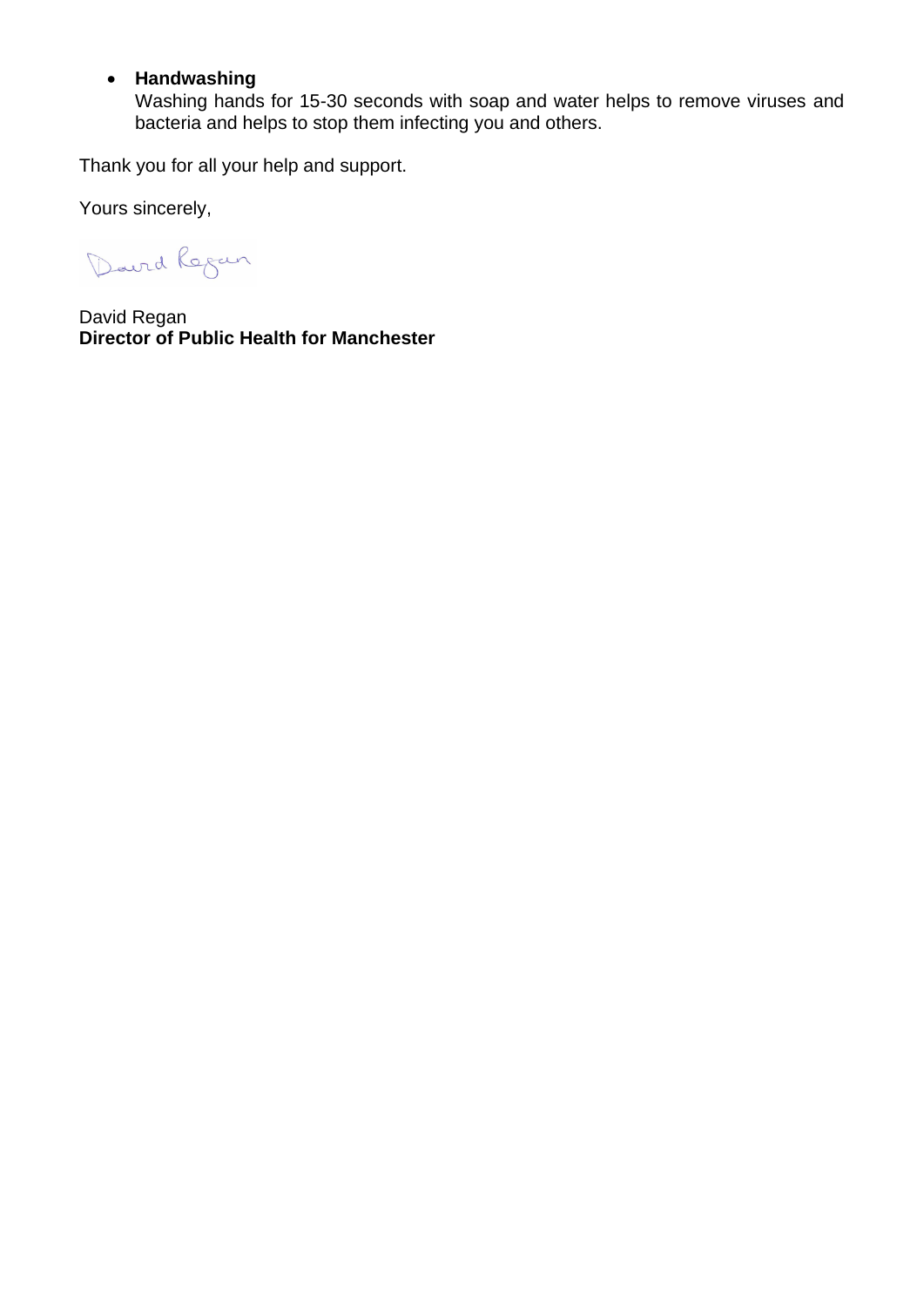- **Handwashing**
  Washing hands for 15-30 seconds with soap and water helps to remove viruses and bacteria and helps to stop them infecting you and others.

Thank you for all your help and support.

Yours sincerely,

David Regan
**Director of Public Health for Manchester**